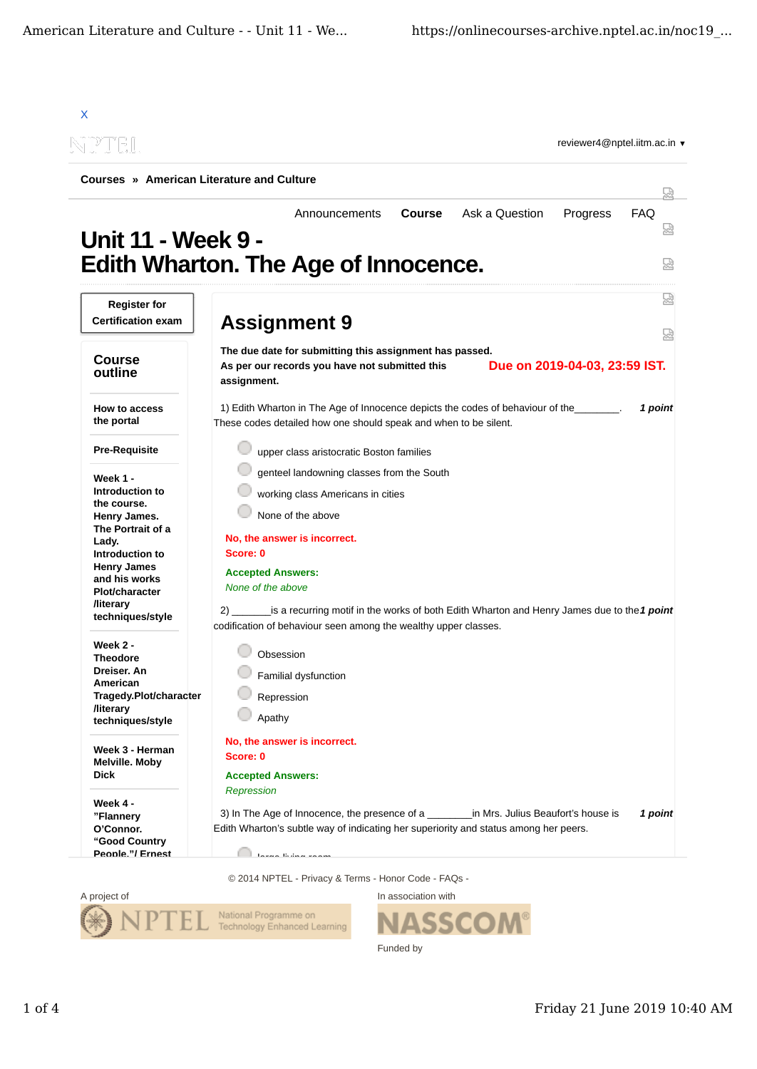X

reviewer4@nptel.iitm.ac.in ▾

**Courses » American Literature and Culture**

Announcements **Course** Ask a Question Progress FAQ

# Unit 11 - Week 9 - Edith Wharton. The Age of Innocence.

Register for Certification exam

## Course outline

**How to access the portal**

**Pre-Requisite**

**Week 1 - Introduction to the course. Henry James. The Portrait of a Lady. Introduction to Henry James and his works Plot/character /literary techniques/style**

**Week 2 - Theodore Dreiser. An American Tragedy.Plot/character /literary techniques/style**

**Week 3 - Herman Melville. Moby Dick**

**Week 4 - "Flannery O'Connor. "Good Country People."/ Ernest**

## Assignment 9

**The due date for submitting this assignment has passed.**
**As per our records you have not submitted this assignment.**

**Due on 2019-04-03, 23:59 IST.**

1) Edith Wharton in The Age of Innocence depicts the codes of behaviour of the________. These codes detailed how one should speak and when to be silent. ***1 point***

- upper class aristocratic Boston families
- genteel landowning classes from the South
- working class Americans in cities
- None of the above

**No, the answer is incorrect.**
**Score: 0**

**Accepted Answers:**
*None of the above*

2) _______is a recurring motif in the works of both Edith Wharton and Henry James due to the codification of behaviour seen among the wealthy upper classes. ***1 point***

- Obsession
- Familial dysfunction
- Repression
- Apathy

**No, the answer is incorrect.**
**Score: 0**

**Accepted Answers:**
*Repression*

3) In The Age of Innocence, the presence of a ________in Mrs. Julius Beaufort's house is Edith Wharton's subtle way of indicating her superiority and status among her peers. ***1 point***

- large living room

© 2014 NPTEL - Privacy & Terms - Honor Code - FAQs -

A project of

In association with

Funded by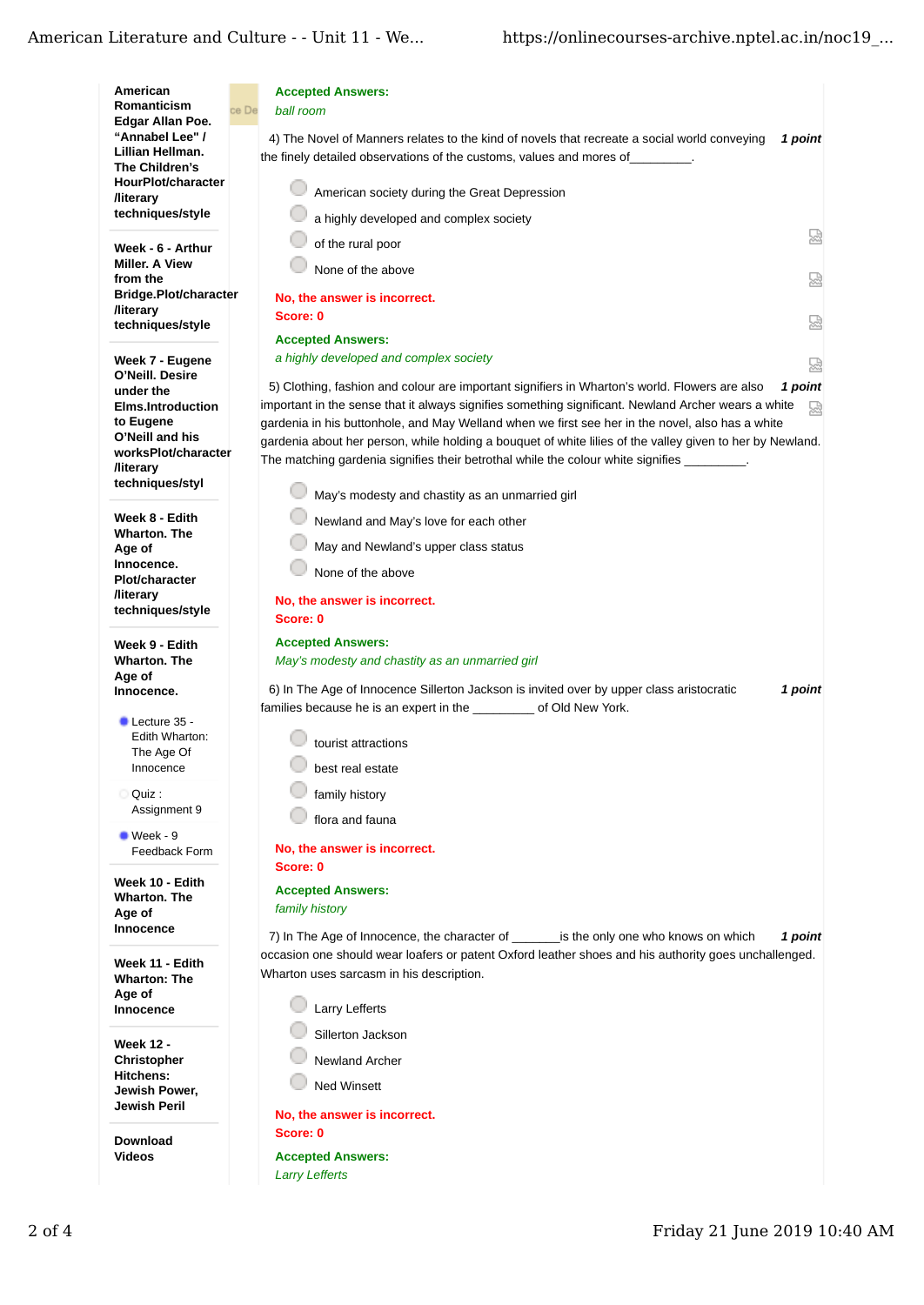American Romanticism Edgar Allan Poe. "Annabel Lee" / Lillian Hellman. The Children's HourPlot/character /literary techniques/style

Week - 6 - Arthur Miller. A View from the Bridge.Plot/character /literary techniques/style

Week 7 - Eugene O'Neill. Desire under the Elms.Introduction to Eugene O'Neill and his worksPlot/character /literary techniques/styl

Week 8 - Edith Wharton. The Age of Innocence. Plot/character /literary techniques/style

Week 9 - Edith Wharton. The Age of Innocence.

- Lecture 35 - Edith Wharton: The Age Of Innocence
- Quiz : Assignment 9
- Week - 9 Feedback Form

Week 10 - Edith Wharton. The Age of Innocence

Week 11 - Edith Wharton: The Age of Innocence

Week 12 - Christopher Hitchens: Jewish Power, Jewish Peril

Download Videos

---

**Accepted Answers:**
*ball room*

4) The Novel of Manners relates to the kind of novels that recreate a social world conveying the finely detailed observations of the customs, values and mores of_________. **1 point**

- American society during the Great Depression
- a highly developed and complex society
- of the rural poor
- None of the above

**No, the answer is incorrect.**
**Score: 0**

**Accepted Answers:**
*a highly developed and complex society*

5) Clothing, fashion and colour are important signifiers in Wharton's world. Flowers are also important in the sense that it always signifies something significant. Newland Archer wears a white gardenia in his buttonhole, and May Welland when we first see her in the novel, also has a white gardenia about her person, while holding a bouquet of white lilies of the valley given to her by Newland. The matching gardenia signifies their betrothal while the colour white signifies _________. **1 point**

- May's modesty and chastity as an unmarried girl
- Newland and May's love for each other
- May and Newland's upper class status
- None of the above

**No, the answer is incorrect.**
**Score: 0**

**Accepted Answers:**
*May's modesty and chastity as an unmarried girl*

6) In The Age of Innocence Sillerton Jackson is invited over by upper class aristocratic families because he is an expert in the _________ of Old New York. **1 point**

- tourist attractions
- best real estate
- family history
- flora and fauna

**No, the answer is incorrect.**
**Score: 0**

**Accepted Answers:**
*family history*

7) In The Age of Innocence, the character of _______is the only one who knows on which occasion one should wear loafers or patent Oxford leather shoes and his authority goes unchallenged. Wharton uses sarcasm in his description. **1 point**

- Larry Lefferts
- Sillerton Jackson
- Newland Archer
- Ned Winsett

**No, the answer is incorrect.**
**Score: 0**

**Accepted Answers:**
*Larry Lefferts*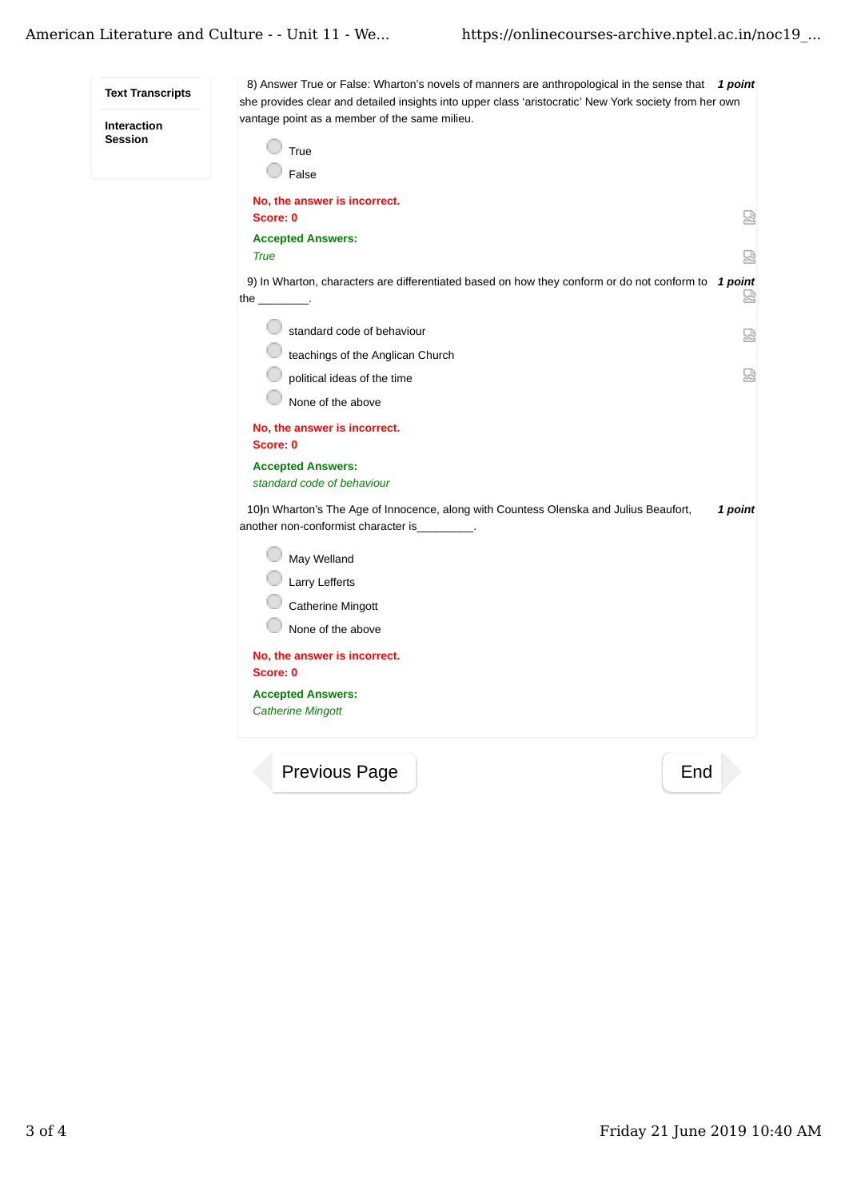Text Transcripts

Interaction Session

8) Answer True or False: Wharton's novels of manners are anthropological in the sense that she provides clear and detailed insights into upper class 'aristocratic' New York society from her own vantage point as a member of the same milieu. **1 point**

- True
- False

**No, the answer is incorrect.**
**Score: 0**

**Accepted Answers:**
*True*

9) In Wharton, characters are differentiated based on how they conform or do not conform to the ________. **1 point**

- standard code of behaviour
- teachings of the Anglican Church
- political ideas of the time
- None of the above

**No, the answer is incorrect.**
**Score: 0**

**Accepted Answers:**
*standard code of behaviour*

10)n Wharton's The Age of Innocence, along with Countess Olenska and Julius Beaufort, another non-conformist character is_________. **1 point**

- May Welland
- Larry Lefferts
- Catherine Mingott
- None of the above

**No, the answer is incorrect.**
**Score: 0**

**Accepted Answers:**
*Catherine Mingott*

Previous Page | End